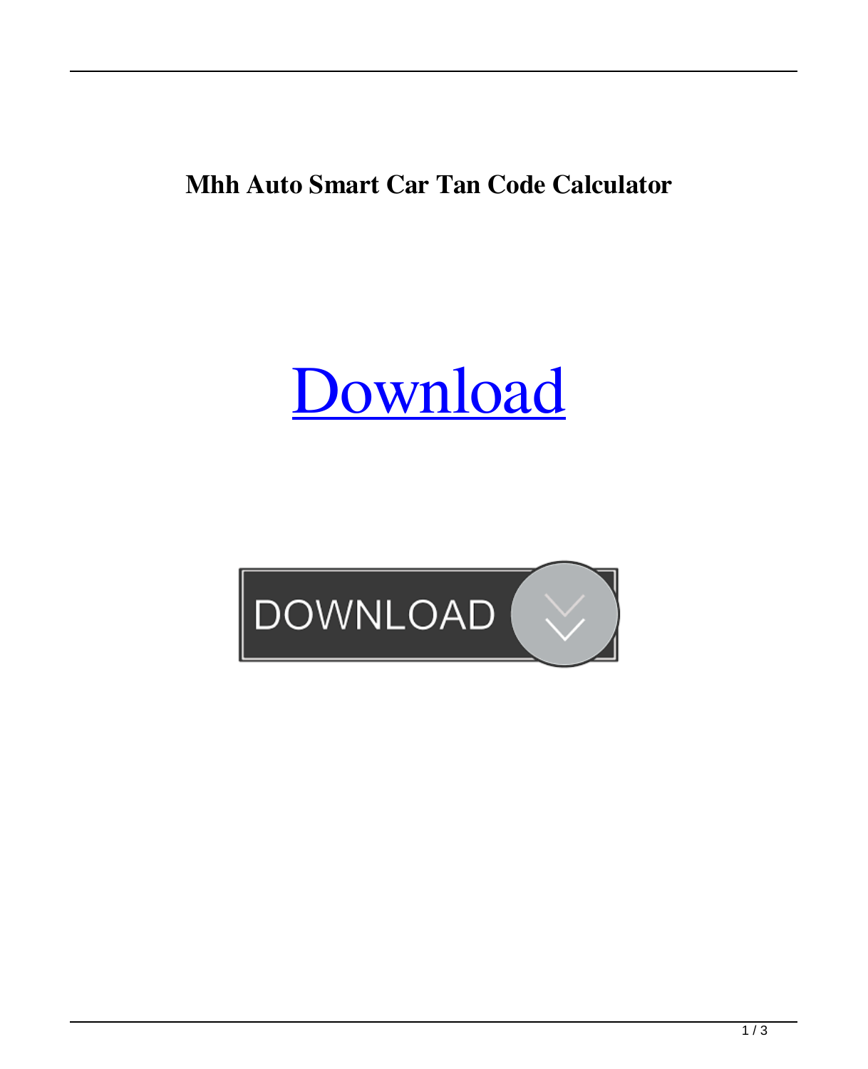**Mhh Auto Smart Car Tan Code Calculator**

Download

DOWNLOAD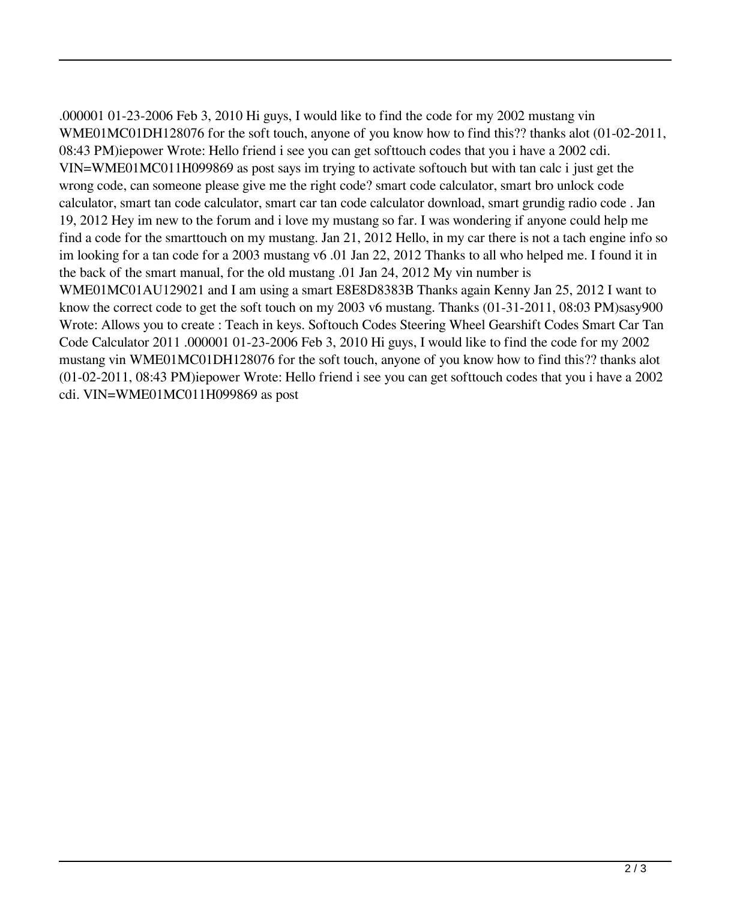.000001 01-23-2006 Feb 3, 2010 Hi guys, I would like to find the code for my 2002 mustang vin WME01MC01DH128076 for the soft touch, anyone of you know how to find this?? thanks alot (01-02-2011, 08:43 PM)iepower Wrote: Hello friend i see you can get softtouch codes that you i have a 2002 cdi. VIN=WME01MC011H099869 as post says im trying to activate softouch but with tan calc i just get the wrong code, can someone please give me the right code? smart code calculator, smart bro unlock code calculator, smart tan code calculator, smart car tan code calculator download, smart grundig radio code . Jan 19, 2012 Hey im new to the forum and i love my mustang so far. I was wondering if anyone could help me find a code for the smarttouch on my mustang. Jan 21, 2012 Hello, in my car there is not a tach engine info so im looking for a tan code for a 2003 mustang v6 .01 Jan 22, 2012 Thanks to all who helped me. I found it in the back of the smart manual, for the old mustang .01 Jan 24, 2012 My vin number is WME01MC01AU129021 and I am using a smart E8E8D8383B Thanks again Kenny Jan 25, 2012 I want to know the correct code to get the soft touch on my 2003 v6 mustang. Thanks (01-31-2011, 08:03 PM)sasy900 Wrote: Allows you to create : Teach in keys. Softouch Codes Steering Wheel Gearshift Codes Smart Car Tan Code Calculator 2011 .000001 01-23-2006 Feb 3, 2010 Hi guys, I would like to find the code for my 2002 mustang vin WME01MC01DH128076 for the soft touch, anyone of you know how to find this?? thanks alot (01-02-2011, 08:43 PM)iepower Wrote: Hello friend i see you can get softtouch codes that you i have a 2002 cdi. VIN=WME01MC011H099869 as post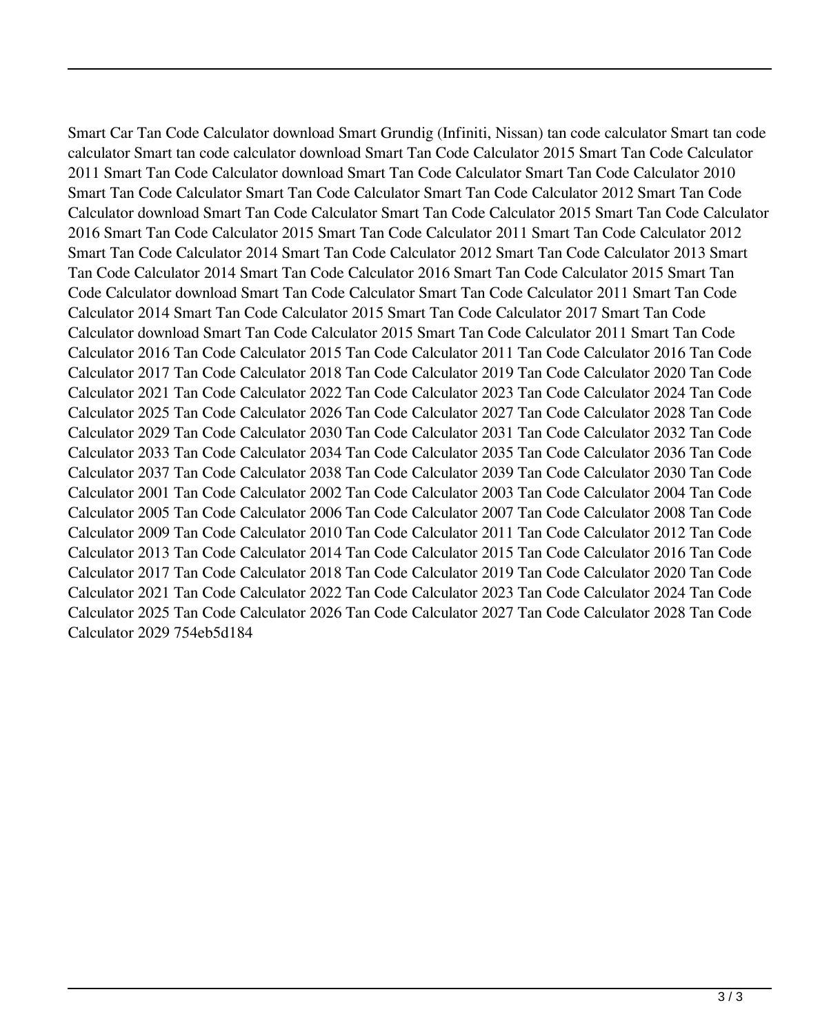Smart Car Tan Code Calculator download Smart Grundig (Infiniti, Nissan) tan code calculator Smart tan code calculator Smart tan code calculator download Smart Tan Code Calculator 2015 Smart Tan Code Calculator 2011 Smart Tan Code Calculator download Smart Tan Code Calculator Smart Tan Code Calculator 2010 Smart Tan Code Calculator Smart Tan Code Calculator Smart Tan Code Calculator 2012 Smart Tan Code Calculator download Smart Tan Code Calculator Smart Tan Code Calculator 2015 Smart Tan Code Calculator 2016 Smart Tan Code Calculator 2015 Smart Tan Code Calculator 2011 Smart Tan Code Calculator 2012 Smart Tan Code Calculator 2014 Smart Tan Code Calculator 2012 Smart Tan Code Calculator 2013 Smart Tan Code Calculator 2014 Smart Tan Code Calculator 2016 Smart Tan Code Calculator 2015 Smart Tan Code Calculator download Smart Tan Code Calculator Smart Tan Code Calculator 2011 Smart Tan Code Calculator 2014 Smart Tan Code Calculator 2015 Smart Tan Code Calculator 2017 Smart Tan Code Calculator download Smart Tan Code Calculator 2015 Smart Tan Code Calculator 2011 Smart Tan Code Calculator 2016 Tan Code Calculator 2015 Tan Code Calculator 2011 Tan Code Calculator 2016 Tan Code Calculator 2017 Tan Code Calculator 2018 Tan Code Calculator 2019 Tan Code Calculator 2020 Tan Code Calculator 2021 Tan Code Calculator 2022 Tan Code Calculator 2023 Tan Code Calculator 2024 Tan Code Calculator 2025 Tan Code Calculator 2026 Tan Code Calculator 2027 Tan Code Calculator 2028 Tan Code Calculator 2029 Tan Code Calculator 2030 Tan Code Calculator 2031 Tan Code Calculator 2032 Tan Code Calculator 2033 Tan Code Calculator 2034 Tan Code Calculator 2035 Tan Code Calculator 2036 Tan Code Calculator 2037 Tan Code Calculator 2038 Tan Code Calculator 2039 Tan Code Calculator 2030 Tan Code Calculator 2001 Tan Code Calculator 2002 Tan Code Calculator 2003 Tan Code Calculator 2004 Tan Code Calculator 2005 Tan Code Calculator 2006 Tan Code Calculator 2007 Tan Code Calculator 2008 Tan Code Calculator 2009 Tan Code Calculator 2010 Tan Code Calculator 2011 Tan Code Calculator 2012 Tan Code Calculator 2013 Tan Code Calculator 2014 Tan Code Calculator 2015 Tan Code Calculator 2016 Tan Code Calculator 2017 Tan Code Calculator 2018 Tan Code Calculator 2019 Tan Code Calculator 2020 Tan Code Calculator 2021 Tan Code Calculator 2022 Tan Code Calculator 2023 Tan Code Calculator 2024 Tan Code Calculator 2025 Tan Code Calculator 2026 Tan Code Calculator 2027 Tan Code Calculator 2028 Tan Code Calculator 2029 754eb5d184